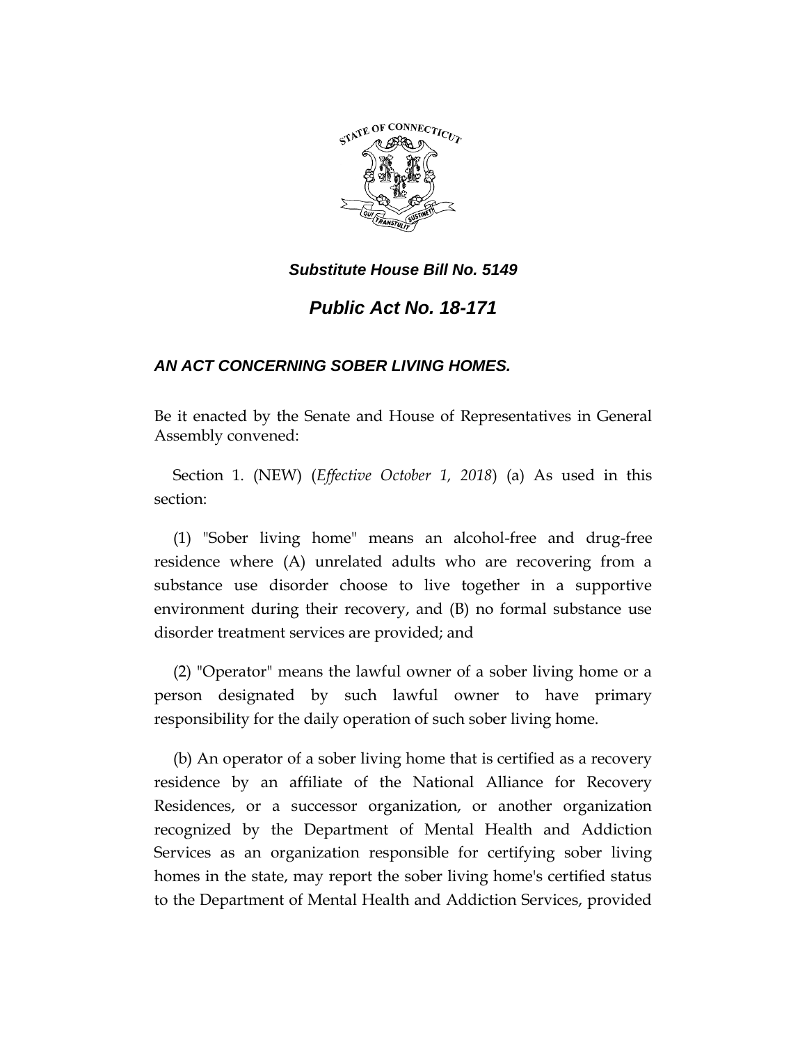***Substitute House Bill No. 5149***

# ***Public Act No. 18-171***

## ***AN ACT CONCERNING SOBER LIVING HOMES.***

Be it enacted by the Senate and House of Representatives in General Assembly convened:

Section 1. (NEW) (*Effective October 1, 2018*) (a) As used in this section:

(1) "Sober living home" means an alcohol-free and drug-free residence where (A) unrelated adults who are recovering from a substance use disorder choose to live together in a supportive environment during their recovery, and (B) no formal substance use disorder treatment services are provided; and

(2) "Operator" means the lawful owner of a sober living home or a person designated by such lawful owner to have primary responsibility for the daily operation of such sober living home.

(b) An operator of a sober living home that is certified as a recovery residence by an affiliate of the National Alliance for Recovery Residences, or a successor organization, or another organization recognized by the Department of Mental Health and Addiction Services as an organization responsible for certifying sober living homes in the state, may report the sober living home's certified status to the Department of Mental Health and Addiction Services, provided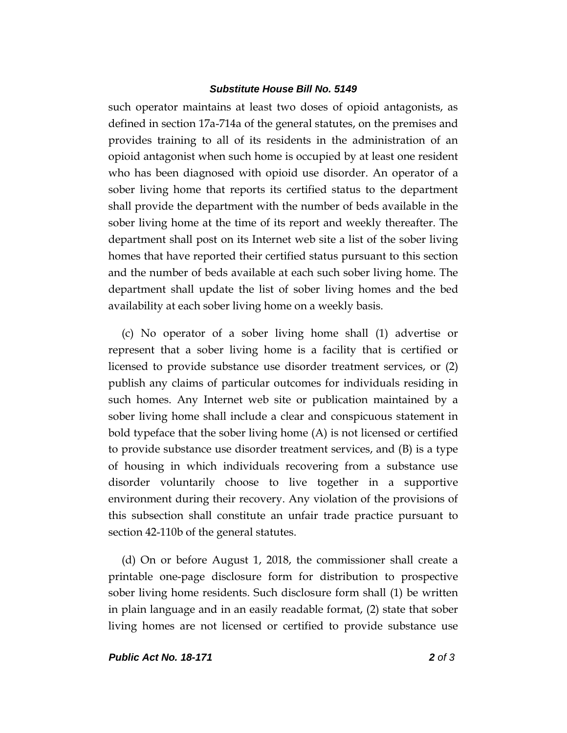such operator maintains at least two doses of opioid antagonists, as defined in section 17a-714a of the general statutes, on the premises and provides training to all of its residents in the administration of an opioid antagonist when such home is occupied by at least one resident who has been diagnosed with opioid use disorder. An operator of a sober living home that reports its certified status to the department shall provide the department with the number of beds available in the sober living home at the time of its report and weekly thereafter. The department shall post on its Internet web site a list of the sober living homes that have reported their certified status pursuant to this section and the number of beds available at each such sober living home. The department shall update the list of sober living homes and the bed availability at each sober living home on a weekly basis.

(c) No operator of a sober living home shall (1) advertise or represent that a sober living home is a facility that is certified or licensed to provide substance use disorder treatment services, or (2) publish any claims of particular outcomes for individuals residing in such homes. Any Internet web site or publication maintained by a sober living home shall include a clear and conspicuous statement in bold typeface that the sober living home (A) is not licensed or certified to provide substance use disorder treatment services, and (B) is a type of housing in which individuals recovering from a substance use disorder voluntarily choose to live together in a supportive environment during their recovery. Any violation of the provisions of this subsection shall constitute an unfair trade practice pursuant to section 42-110b of the general statutes.

(d) On or before August 1, 2018, the commissioner shall create a printable one-page disclosure form for distribution to prospective sober living home residents. Such disclosure form shall (1) be written in plain language and in an easily readable format, (2) state that sober living homes are not licensed or certified to provide substance use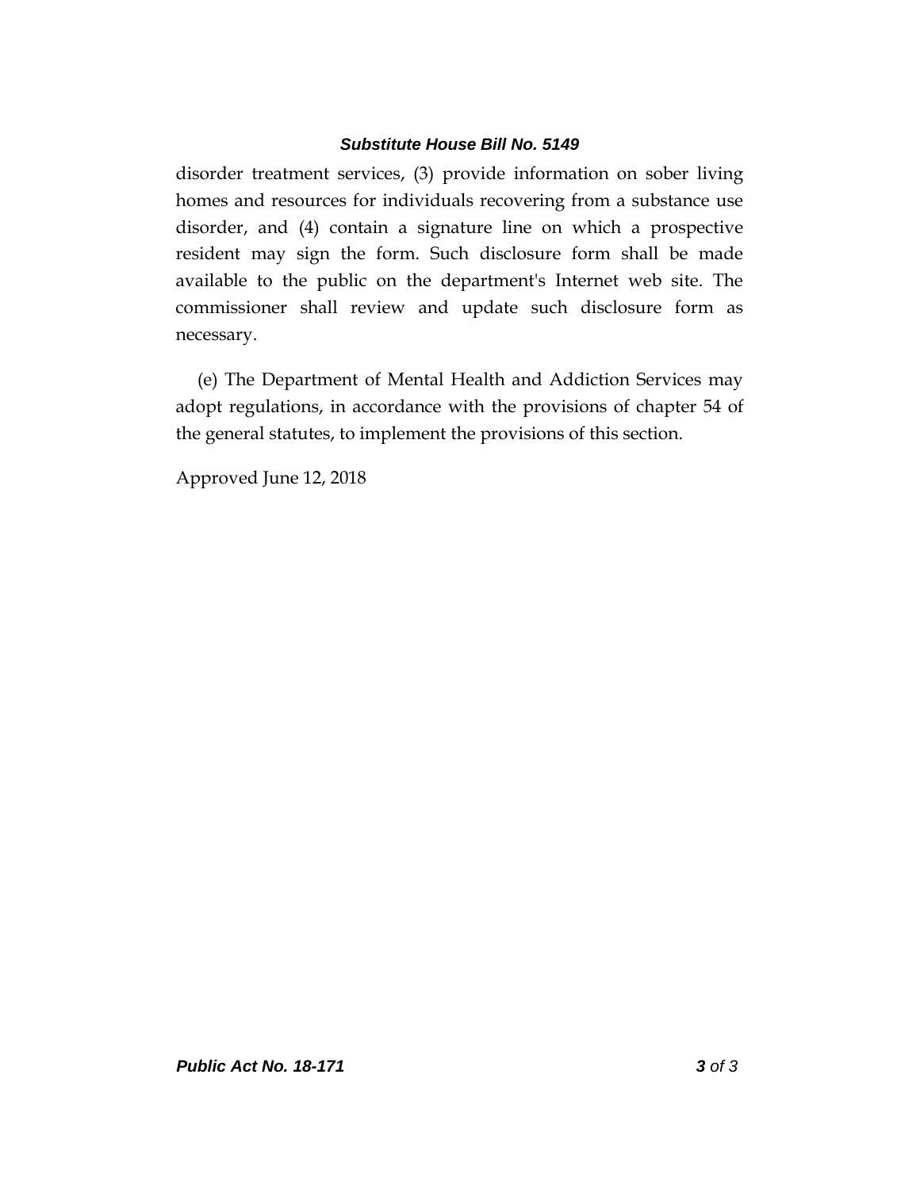disorder treatment services, (3) provide information on sober living homes and resources for individuals recovering from a substance use disorder, and (4) contain a signature line on which a prospective resident may sign the form. Such disclosure form shall be made available to the public on the department's Internet web site. The commissioner shall review and update such disclosure form as necessary.

(e) The Department of Mental Health and Addiction Services may adopt regulations, in accordance with the provisions of chapter 54 of the general statutes, to implement the provisions of this section.

Approved June 12, 2018